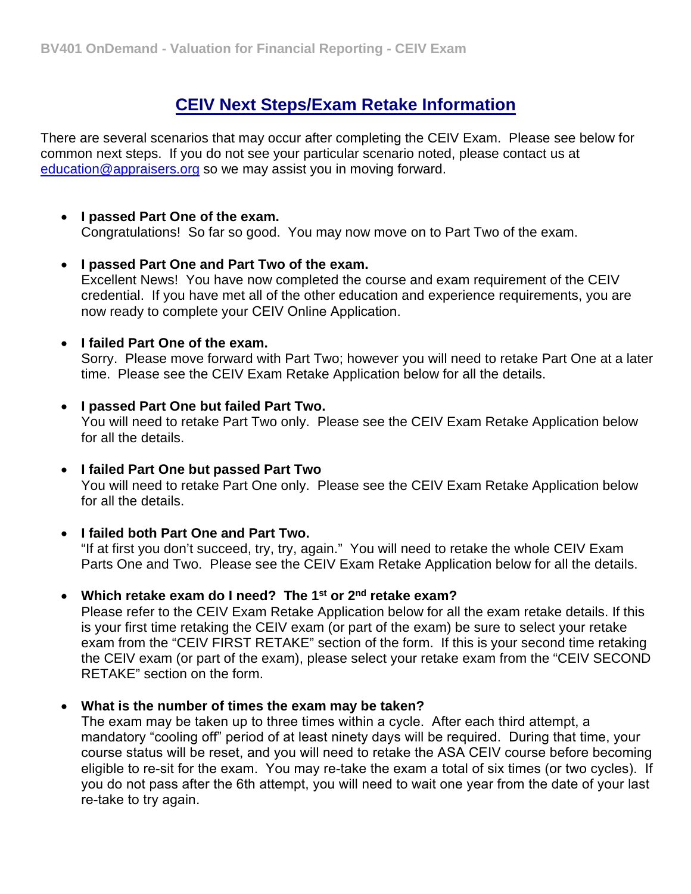# CEIV Next Steps/Exam Retake Information

There are several scenarios that may occur after completing the CEIV Exam. Please see below for common next steps. If you do not see your particular scenario noted, please contact us at [education@appraisers.org](mailto:education@appraisers.org) so we may assist you in moving forward.

- **I passed Part One of the exam.**
  Congratulations! So far so good. You may now move on to Part Two of the exam.

- **I passed Part One and Part Two of the exam.**
  Excellent News! You have now completed the course and exam requirement of the CEIV credential. If you have met all of the other education and experience requirements, you are now ready to complete your CEIV Online Application.

- **I failed Part One of the exam.**
  Sorry. Please move forward with Part Two; however you will need to retake Part One at a later time. Please see the CEIV Exam Retake Application below for all the details.

- **I passed Part One but failed Part Two.**
  You will need to retake Part Two only. Please see the CEIV Exam Retake Application below for all the details.

- **I failed Part One but passed Part Two**
  You will need to retake Part One only. Please see the CEIV Exam Retake Application below for all the details.

- **I failed both Part One and Part Two.**
  "If at first you don't succeed, try, try, again." You will need to retake the whole CEIV Exam Parts One and Two. Please see the CEIV Exam Retake Application below for all the details.

- **Which retake exam do I need? The 1st or 2nd retake exam?**
  Please refer to the CEIV Exam Retake Application below for all the exam retake details. If this is your first time retaking the CEIV exam (or part of the exam) be sure to select your retake exam from the "CEIV FIRST RETAKE" section of the form. If this is your second time retaking the CEIV exam (or part of the exam), please select your retake exam from the "CEIV SECOND RETAKE" section on the form.

- **What is the number of times the exam may be taken?**
  The exam may be taken up to three times within a cycle. After each third attempt, a mandatory "cooling off" period of at least ninety days will be required. During that time, your course status will be reset, and you will need to retake the ASA CEIV course before becoming eligible to re-sit for the exam. You may re-take the exam a total of six times (or two cycles). If you do not pass after the 6th attempt, you will need to wait one year from the date of your last re-take to try again.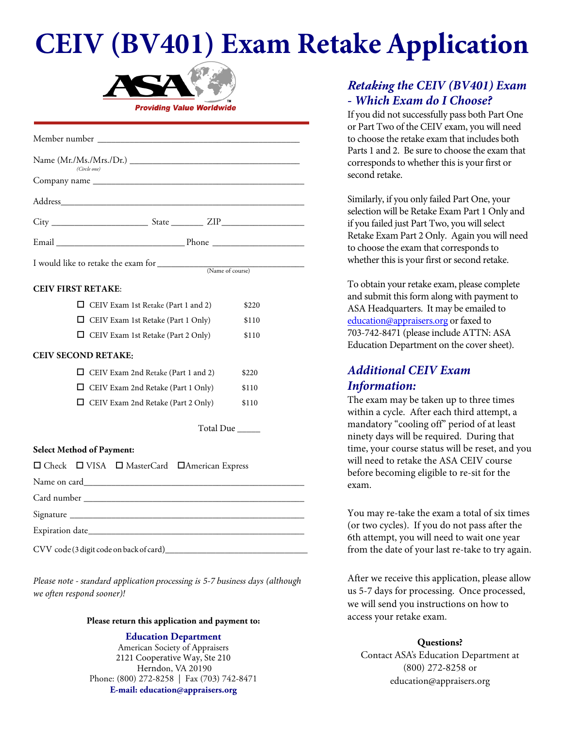# CEIV (BV401) Exam Retake Application

ASA
Providing Value Worldwide

Member number ___________________________________________

Name (Mr./Ms./Mrs./Dr.) ___________________________________
(Circle one)

Company name ____________________________________________

Address__________________________________________________

City ____________________ State _______ ZIP _________________

Email ___________________________ Phone ___________________

I would like to retake the exam for ______________________________
(Name of course)

**CEIV FIRST RETAKE**:

| | |
|---|---|
| ☐ CEIV Exam 1st Retake (Part 1 and 2) | $220 |
| ☐ CEIV Exam 1st Retake (Part 1 Only) | $110 |
| ☐ CEIV Exam 1st Retake (Part 2 Only) | $110 |

**CEIV SECOND RETAKE**:

| | |
|---|---|
| ☐ CEIV Exam 2nd Retake (Part 1 and 2) | $220 |
| ☐ CEIV Exam 2nd Retake (Part 1 Only) | $110 |
| ☐ CEIV Exam 2nd Retake (Part 2 Only) | $110 |

Total Due _____

**Select Method of Payment:**

☐ Check ☐ VISA ☐ MasterCard ☐American Express

Name on card______________________________________________

Card number ______________________________________________

Signature ________________________________________________

Expiration date____________________________________________

CVV code (3 digit code on back of card)_______________________________

*Please note - standard application processing is 5-7 business days (although we often respond sooner)!*

**Please return this application and payment to:**

**Education Department**
American Society of Appraisers
2121 Cooperative Way, Ste 210
Herndon, VA 20190
Phone: (800) 272-8258 | Fax (703) 742-8471
**E-mail: education@appraisers.org**

## *Retaking the CEIV (BV401) Exam - Which Exam do I Choose?*

If you did not successfully pass both Part One or Part Two of the CEIV exam, you will need to choose the retake exam that includes both Parts 1 and 2. Be sure to choose the exam that corresponds to whether this is your first or second retake.

Similarly, if you only failed Part One, your selection will be Retake Exam Part 1 Only and if you failed just Part Two, you will select Retake Exam Part 2 Only. Again you will need to choose the exam that corresponds to whether this is your first or second retake.

To obtain your retake exam, please complete and submit this form along with payment to ASA Headquarters. It may be emailed to education@appraisers.org or faxed to 703-742-8471 (please include ATTN: ASA Education Department on the cover sheet).

## *Additional CEIV Exam Information:*

The exam may be taken up to three times within a cycle. After each third attempt, a mandatory "cooling off" period of at least ninety days will be required. During that time, your course status will be reset, and you will need to retake the ASA CEIV course before becoming eligible to re-sit for the exam.

You may re-take the exam a total of six times (or two cycles). If you do not pass after the 6th attempt, you will need to wait one year from the date of your last re-take to try again.

After we receive this application, please allow us 5-7 days for processing. Once processed, we will send you instructions on how to access your retake exam.

**Questions?**
Contact ASA's Education Department at
(800) 272-8258 or
education@appraisers.org